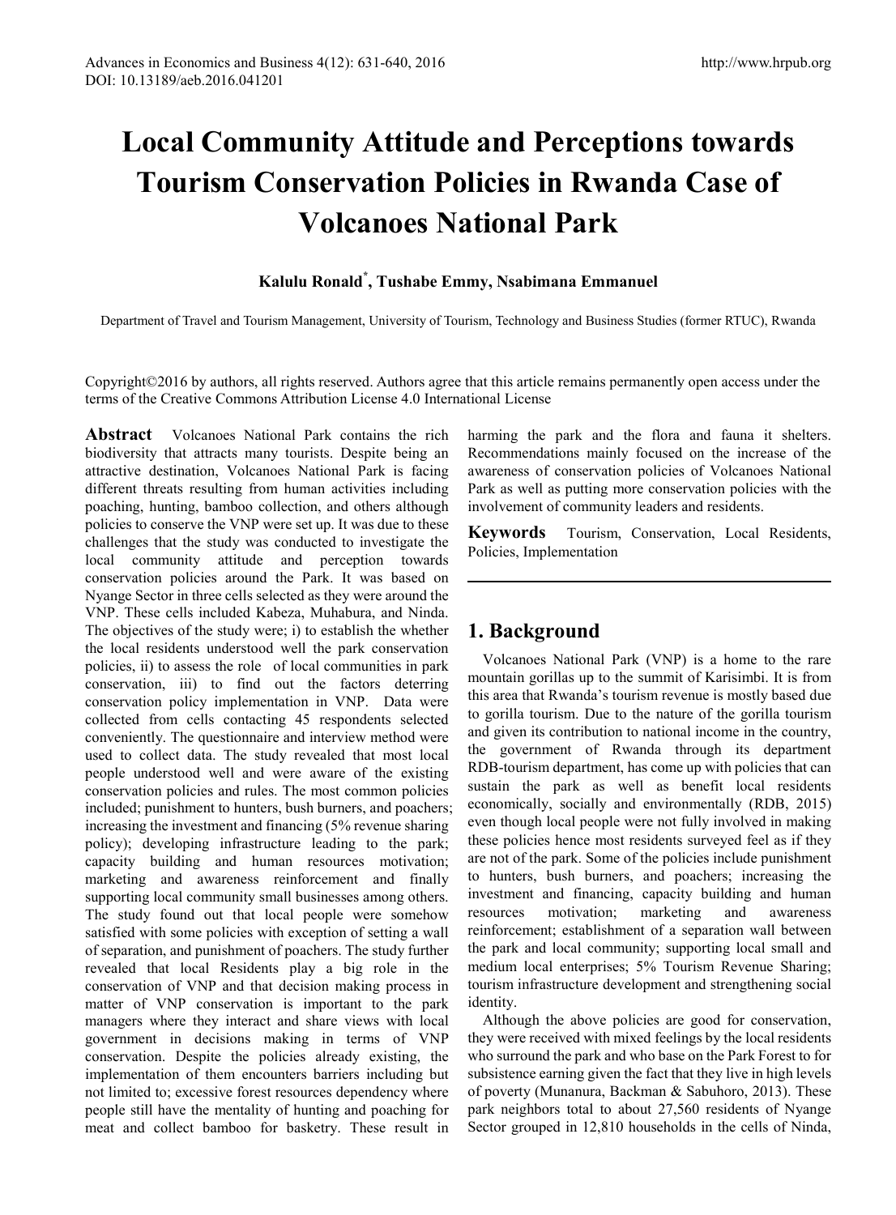Advances in Economics and Business 4(12): 631-640, 2016
DOI: 10.13189/aeb.2016.041201

# Local Community Attitude and Perceptions towards Tourism Conservation Policies in Rwanda Case of Volcanoes National Park

**Kalulu Ronald*, Tushabe Emmy, Nsabimana Emmanuel**

Department of Travel and Tourism Management, University of Tourism, Technology and Business Studies (former RTUC), Rwanda

Copyright©2016 by authors, all rights reserved. Authors agree that this article remains permanently open access under the terms of the Creative Commons Attribution License 4.0 International License

**Abstract** Volcanoes National Park contains the rich biodiversity that attracts many tourists. Despite being an attractive destination, Volcanoes National Park is facing different threats resulting from human activities including poaching, hunting, bamboo collection, and others although policies to conserve the VNP were set up. It was due to these challenges that the study was conducted to investigate the local community attitude and perception towards conservation policies around the Park. It was based on Nyange Sector in three cells selected as they were around the VNP. These cells included Kabeza, Muhabura, and Ninda. The objectives of the study were; i) to establish the whether the local residents understood well the park conservation policies, ii) to assess the role of local communities in park conservation, iii) to find out the factors deterring conservation policy implementation in VNP. Data were collected from cells contacting 45 respondents selected conveniently. The questionnaire and interview method were used to collect data. The study revealed that most local people understood well and were aware of the existing conservation policies and rules. The most common policies included; punishment to hunters, bush burners, and poachers; increasing the investment and financing (5% revenue sharing policy); developing infrastructure leading to the park; capacity building and human resources motivation; marketing and awareness reinforcement and finally supporting local community small businesses among others. The study found out that local people were somehow satisfied with some policies with exception of setting a wall of separation, and punishment of poachers. The study further revealed that local Residents play a big role in the conservation of VNP and that decision making process in matter of VNP conservation is important to the park managers where they interact and share views with local government in decisions making in terms of VNP conservation. Despite the policies already existing, the implementation of them encounters barriers including but not limited to; excessive forest resources dependency where people still have the mentality of hunting and poaching for meat and collect bamboo for basketry. These result in harming the park and the flora and fauna it shelters. Recommendations mainly focused on the increase of the awareness of conservation policies of Volcanoes National Park as well as putting more conservation policies with the involvement of community leaders and residents.

**Keywords** Tourism, Conservation, Local Residents, Policies, Implementation

## 1. Background

Volcanoes National Park (VNP) is a home to the rare mountain gorillas up to the summit of Karisimbi. It is from this area that Rwanda's tourism revenue is mostly based due to gorilla tourism. Due to the nature of the gorilla tourism and given its contribution to national income in the country, the government of Rwanda through its department RDB-tourism department, has come up with policies that can sustain the park as well as benefit local residents economically, socially and environmentally (RDB, 2015) even though local people were not fully involved in making these policies hence most residents surveyed feel as if they are not of the park. Some of the policies include punishment to hunters, bush burners, and poachers; increasing the investment and financing, capacity building and human resources motivation; marketing and awareness reinforcement; establishment of a separation wall between the park and local community; supporting local small and medium local enterprises; 5% Tourism Revenue Sharing; tourism infrastructure development and strengthening social identity.

Although the above policies are good for conservation, they were received with mixed feelings by the local residents who surround the park and who base on the Park Forest to for subsistence earning given the fact that they live in high levels of poverty (Munanura, Backman & Sabuhoro, 2013). These park neighbors total to about 27,560 residents of Nyange Sector grouped in 12,810 households in the cells of Ninda,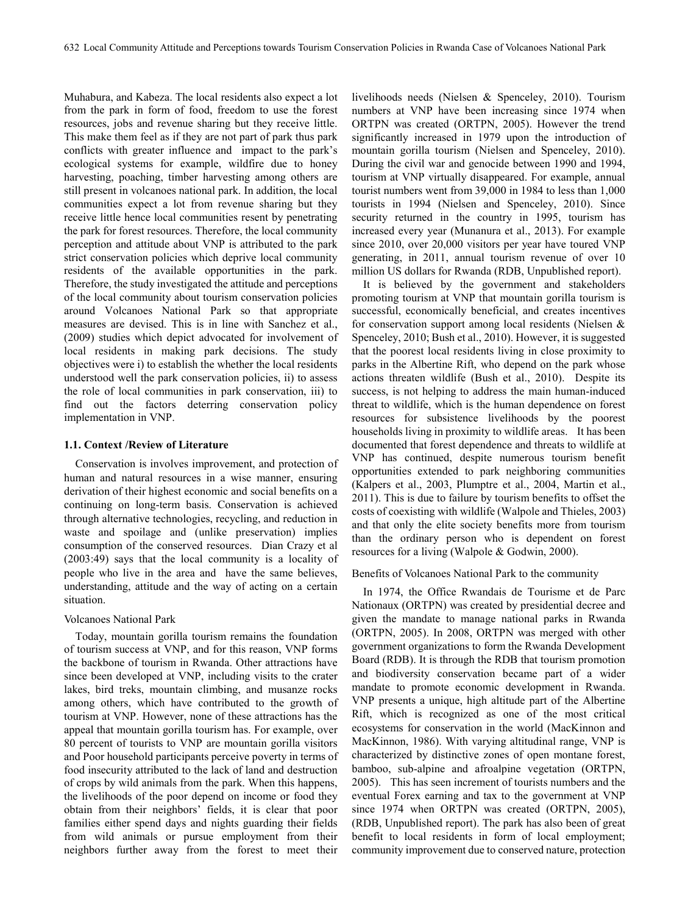Muhabura, and Kabeza. The local residents also expect a lot from the park in form of food, freedom to use the forest resources, jobs and revenue sharing but they receive little. This make them feel as if they are not part of park thus park conflicts with greater influence and impact to the park's ecological systems for example, wildfire due to honey harvesting, poaching, timber harvesting among others are still present in volcanoes national park. In addition, the local communities expect a lot from revenue sharing but they receive little hence local communities resent by penetrating the park for forest resources. Therefore, the local community perception and attitude about VNP is attributed to the park strict conservation policies which deprive local community residents of the available opportunities in the park. Therefore, the study investigated the attitude and perceptions of the local community about tourism conservation policies around Volcanoes National Park so that appropriate measures are devised. This is in line with Sanchez et al., (2009) studies which depict advocated for involvement of local residents in making park decisions. The study objectives were i) to establish the whether the local residents understood well the park conservation policies, ii) to assess the role of local communities in park conservation, iii) to find out the factors deterring conservation policy implementation in VNP.

### 1.1. Context /Review of Literature

Conservation is involves improvement, and protection of human and natural resources in a wise manner, ensuring derivation of their highest economic and social benefits on a continuing on long-term basis. Conservation is achieved through alternative technologies, recycling, and reduction in waste and spoilage and (unlike preservation) implies consumption of the conserved resources. Dian Crazy et al (2003:49) says that the local community is a locality of people who live in the area and have the same believes, understanding, attitude and the way of acting on a certain situation.

#### Volcanoes National Park

Today, mountain gorilla tourism remains the foundation of tourism success at VNP, and for this reason, VNP forms the backbone of tourism in Rwanda. Other attractions have since been developed at VNP, including visits to the crater lakes, bird treks, mountain climbing, and musanze rocks among others, which have contributed to the growth of tourism at VNP. However, none of these attractions has the appeal that mountain gorilla tourism has. For example, over 80 percent of tourists to VNP are mountain gorilla visitors and Poor household participants perceive poverty in terms of food insecurity attributed to the lack of land and destruction of crops by wild animals from the park. When this happens, the livelihoods of the poor depend on income or food they obtain from their neighbors' fields, it is clear that poor families either spend days and nights guarding their fields from wild animals or pursue employment from their neighbors further away from the forest to meet their livelihoods needs (Nielsen & Spenceley, 2010). Tourism numbers at VNP have been increasing since 1974 when ORTPN was created (ORTPN, 2005). However the trend significantly increased in 1979 upon the introduction of mountain gorilla tourism (Nielsen and Spenceley, 2010). During the civil war and genocide between 1990 and 1994, tourism at VNP virtually disappeared. For example, annual tourist numbers went from 39,000 in 1984 to less than 1,000 tourists in 1994 (Nielsen and Spenceley, 2010). Since security returned in the country in 1995, tourism has increased every year (Munanura et al., 2013). For example since 2010, over 20,000 visitors per year have toured VNP generating, in 2011, annual tourism revenue of over 10 million US dollars for Rwanda (RDB, Unpublished report).

It is believed by the government and stakeholders promoting tourism at VNP that mountain gorilla tourism is successful, economically beneficial, and creates incentives for conservation support among local residents (Nielsen & Spenceley, 2010; Bush et al., 2010). However, it is suggested that the poorest local residents living in close proximity to parks in the Albertine Rift, who depend on the park whose actions threaten wildlife (Bush et al., 2010). Despite its success, is not helping to address the main human-induced threat to wildlife, which is the human dependence on forest resources for subsistence livelihoods by the poorest households living in proximity to wildlife areas. It has been documented that forest dependence and threats to wildlife at VNP has continued, despite numerous tourism benefit opportunities extended to park neighboring communities (Kalpers et al., 2003, Plumptre et al., 2004, Martin et al., 2011). This is due to failure by tourism benefits to offset the costs of coexisting with wildlife (Walpole and Thieles, 2003) and that only the elite society benefits more from tourism than the ordinary person who is dependent on forest resources for a living (Walpole & Godwin, 2000).

#### Benefits of Volcanoes National Park to the community

In 1974, the Office Rwandais de Tourisme et de Parc Nationaux (ORTPN) was created by presidential decree and given the mandate to manage national parks in Rwanda (ORTPN, 2005). In 2008, ORTPN was merged with other government organizations to form the Rwanda Development Board (RDB). It is through the RDB that tourism promotion and biodiversity conservation became part of a wider mandate to promote economic development in Rwanda. VNP presents a unique, high altitude part of the Albertine Rift, which is recognized as one of the most critical ecosystems for conservation in the world (MacKinnon and MacKinnon, 1986). With varying altitudinal range, VNP is characterized by distinctive zones of open montane forest, bamboo, sub-alpine and afroalpine vegetation (ORTPN, 2005). This has seen increment of tourists numbers and the eventual Forex earning and tax to the government at VNP since 1974 when ORTPN was created (ORTPN, 2005), (RDB, Unpublished report). The park has also been of great benefit to local residents in form of local employment; community improvement due to conserved nature, protection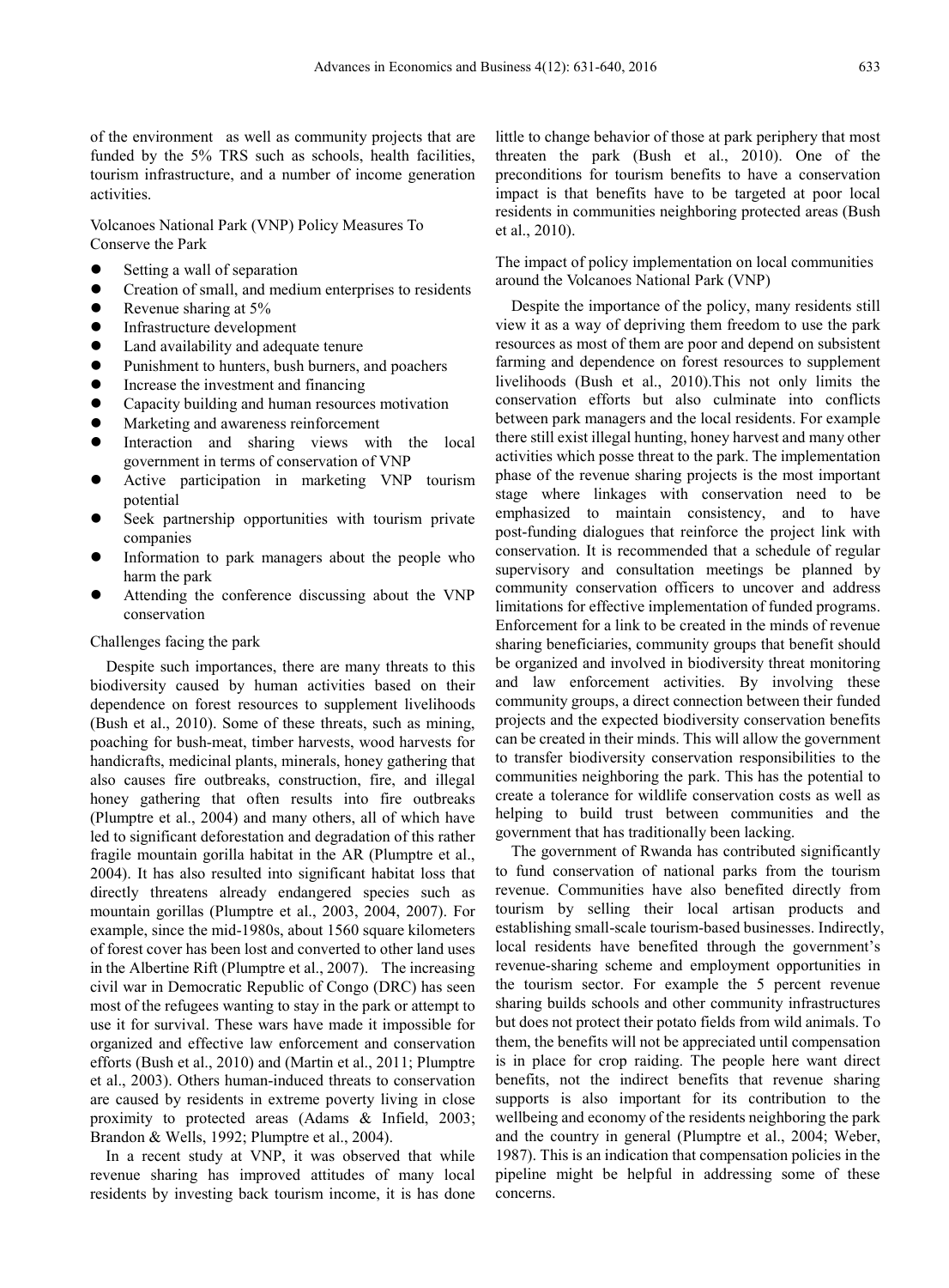of the environment as well as community projects that are funded by the 5% TRS such as schools, health facilities, tourism infrastructure, and a number of income generation activities.

Volcanoes National Park (VNP) Policy Measures To Conserve the Park

- Setting a wall of separation
- Creation of small, and medium enterprises to residents
- Revenue sharing at 5%
- Infrastructure development
- Land availability and adequate tenure
- Punishment to hunters, bush burners, and poachers
- Increase the investment and financing
- Capacity building and human resources motivation
- Marketing and awareness reinforcement
- Interaction and sharing views with the local government in terms of conservation of VNP
- Active participation in marketing VNP tourism potential
- Seek partnership opportunities with tourism private companies
- Information to park managers about the people who harm the park
- Attending the conference discussing about the VNP conservation

Challenges facing the park

Despite such importances, there are many threats to this biodiversity caused by human activities based on their dependence on forest resources to supplement livelihoods (Bush et al., 2010). Some of these threats, such as mining, poaching for bush-meat, timber harvests, wood harvests for handicrafts, medicinal plants, minerals, honey gathering that also causes fire outbreaks, construction, fire, and illegal honey gathering that often results into fire outbreaks (Plumptre et al., 2004) and many others, all of which have led to significant deforestation and degradation of this rather fragile mountain gorilla habitat in the AR (Plumptre et al., 2004). It has also resulted into significant habitat loss that directly threatens already endangered species such as mountain gorillas (Plumptre et al., 2003, 2004, 2007). For example, since the mid-1980s, about 1560 square kilometers of forest cover has been lost and converted to other land uses in the Albertine Rift (Plumptre et al., 2007). The increasing civil war in Democratic Republic of Congo (DRC) has seen most of the refugees wanting to stay in the park or attempt to use it for survival. These wars have made it impossible for organized and effective law enforcement and conservation efforts (Bush et al., 2010) and (Martin et al., 2011; Plumptre et al., 2003). Others human-induced threats to conservation are caused by residents in extreme poverty living in close proximity to protected areas (Adams & Infield, 2003; Brandon & Wells, 1992; Plumptre et al., 2004).

In a recent study at VNP, it was observed that while revenue sharing has improved attitudes of many local residents by investing back tourism income, it is has done little to change behavior of those at park periphery that most threaten the park (Bush et al., 2010). One of the preconditions for tourism benefits to have a conservation impact is that benefits have to be targeted at poor local residents in communities neighboring protected areas (Bush et al., 2010).

The impact of policy implementation on local communities around the Volcanoes National Park (VNP)

Despite the importance of the policy, many residents still view it as a way of depriving them freedom to use the park resources as most of them are poor and depend on subsistent farming and dependence on forest resources to supplement livelihoods (Bush et al., 2010).This not only limits the conservation efforts but also culminate into conflicts between park managers and the local residents. For example there still exist illegal hunting, honey harvest and many other activities which posse threat to the park. The implementation phase of the revenue sharing projects is the most important stage where linkages with conservation need to be emphasized to maintain consistency, and to have post-funding dialogues that reinforce the project link with conservation. It is recommended that a schedule of regular supervisory and consultation meetings be planned by community conservation officers to uncover and address limitations for effective implementation of funded programs. Enforcement for a link to be created in the minds of revenue sharing beneficiaries, community groups that benefit should be organized and involved in biodiversity threat monitoring and law enforcement activities. By involving these community groups, a direct connection between their funded projects and the expected biodiversity conservation benefits can be created in their minds. This will allow the government to transfer biodiversity conservation responsibilities to the communities neighboring the park. This has the potential to create a tolerance for wildlife conservation costs as well as helping to build trust between communities and the government that has traditionally been lacking.

The government of Rwanda has contributed significantly to fund conservation of national parks from the tourism revenue. Communities have also benefited directly from tourism by selling their local artisan products and establishing small-scale tourism-based businesses. Indirectly, local residents have benefited through the government's revenue-sharing scheme and employment opportunities in the tourism sector. For example the 5 percent revenue sharing builds schools and other community infrastructures but does not protect their potato fields from wild animals. To them, the benefits will not be appreciated until compensation is in place for crop raiding. The people here want direct benefits, not the indirect benefits that revenue sharing supports is also important for its contribution to the wellbeing and economy of the residents neighboring the park and the country in general (Plumptre et al., 2004; Weber, 1987). This is an indication that compensation policies in the pipeline might be helpful in addressing some of these concerns.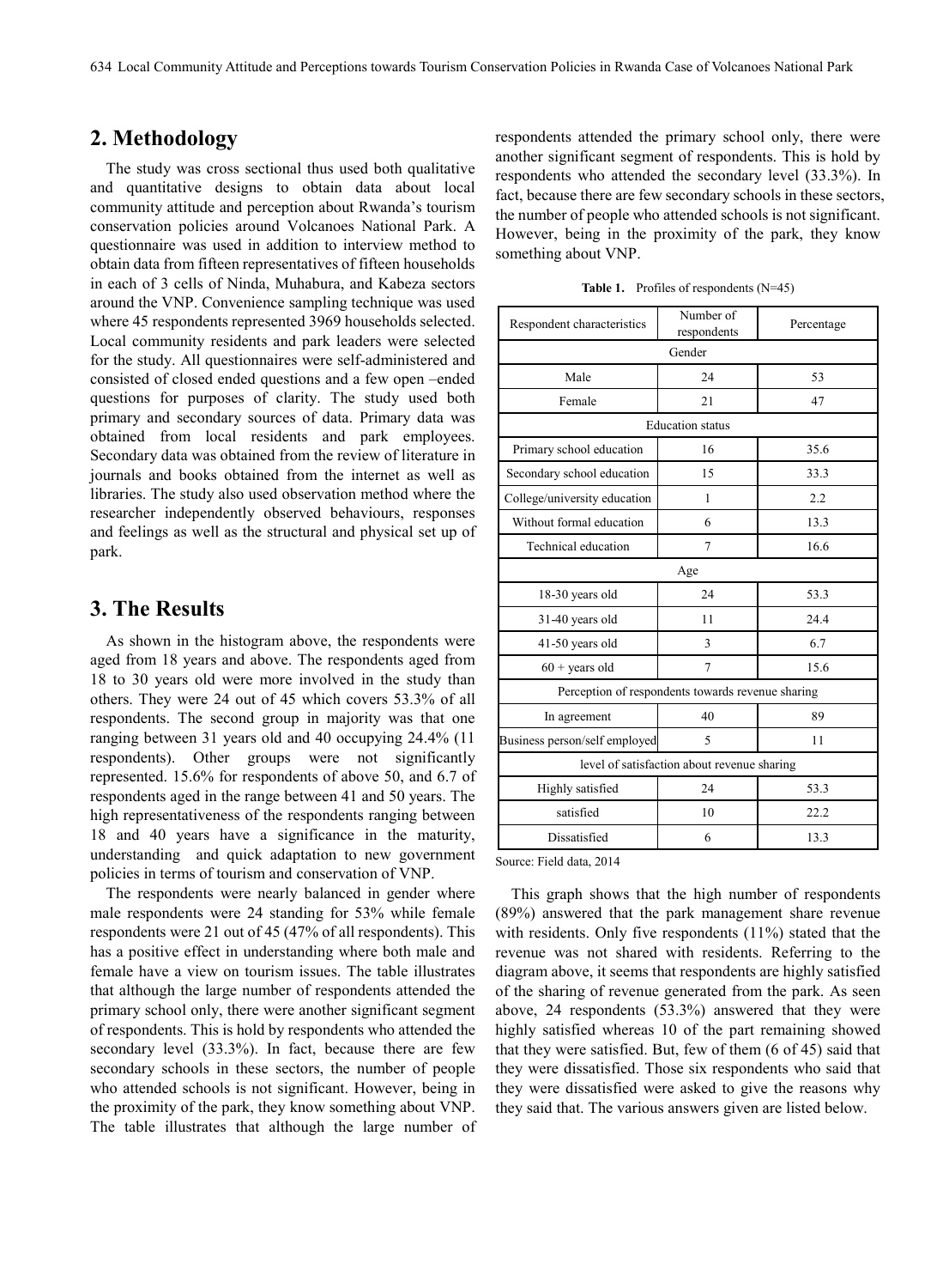## 2. Methodology

The study was cross sectional thus used both qualitative and quantitative designs to obtain data about local community attitude and perception about Rwanda's tourism conservation policies around Volcanoes National Park. A questionnaire was used in addition to interview method to obtain data from fifteen representatives of fifteen households in each of 3 cells of Ninda, Muhabura, and Kabeza sectors around the VNP. Convenience sampling technique was used where 45 respondents represented 3969 households selected. Local community residents and park leaders were selected for the study. All questionnaires were self-administered and consisted of closed ended questions and a few open –ended questions for purposes of clarity. The study used both primary and secondary sources of data. Primary data was obtained from local residents and park employees. Secondary data was obtained from the review of literature in journals and books obtained from the internet as well as libraries. The study also used observation method where the researcher independently observed behaviours, responses and feelings as well as the structural and physical set up of park.

## 3. The Results

As shown in the histogram above, the respondents were aged from 18 years and above. The respondents aged from 18 to 30 years old were more involved in the study than others. They were 24 out of 45 which covers 53.3% of all respondents. The second group in majority was that one ranging between 31 years old and 40 occupying 24.4% (11 respondents). Other groups were not significantly represented. 15.6% for respondents of above 50, and 6.7 of respondents aged in the range between 41 and 50 years. The high representativeness of the respondents ranging between 18 and 40 years have a significance in the maturity, understanding and quick adaptation to new government policies in terms of tourism and conservation of VNP.

The respondents were nearly balanced in gender where male respondents were 24 standing for 53% while female respondents were 21 out of 45 (47% of all respondents). This has a positive effect in understanding where both male and female have a view on tourism issues. The table illustrates that although the large number of respondents attended the primary school only, there were another significant segment of respondents. This is hold by respondents who attended the secondary level (33.3%). In fact, because there are few secondary schools in these sectors, the number of people who attended schools is not significant. However, being in the proximity of the park, they know something about VNP. The table illustrates that although the large number of respondents attended the primary school only, there were another significant segment of respondents. This is hold by respondents who attended the secondary level (33.3%). In fact, because there are few secondary schools in these sectors, the number of people who attended schools is not significant. However, being in the proximity of the park, they know something about VNP.

**Table 1.** Profiles of respondents (N=45)

| Respondent characteristics | Number of respondents | Percentage |
|---|---|---|
| Gender | | |
| Male | 24 | 53 |
| Female | 21 | 47 |
| Education status | | |
| Primary school education | 16 | 35.6 |
| Secondary school education | 15 | 33.3 |
| College/university education | 1 | 2.2 |
| Without formal education | 6 | 13.3 |
| Technical education | 7 | 16.6 |
| Age | | |
| 18-30 years old | 24 | 53.3 |
| 31-40 years old | 11 | 24.4 |
| 41-50 years old | 3 | 6.7 |
| 60 + years old | 7 | 15.6 |
| Perception of respondents towards revenue sharing | | |
| In agreement | 40 | 89 |
| Business person/self employed | 5 | 11 |
| level of satisfaction about revenue sharing | | |
| Highly satisfied | 24 | 53.3 |
| satisfied | 10 | 22.2 |
| Dissatisfied | 6 | 13.3 |

Source: Field data, 2014

This graph shows that the high number of respondents (89%) answered that the park management share revenue with residents. Only five respondents (11%) stated that the revenue was not shared with residents. Referring to the diagram above, it seems that respondents are highly satisfied of the sharing of revenue generated from the park. As seen above, 24 respondents (53.3%) answered that they were highly satisfied whereas 10 of the part remaining showed that they were satisfied. But, few of them (6 of 45) said that they were dissatisfied. Those six respondents who said that they were dissatisfied were asked to give the reasons why they said that. The various answers given are listed below.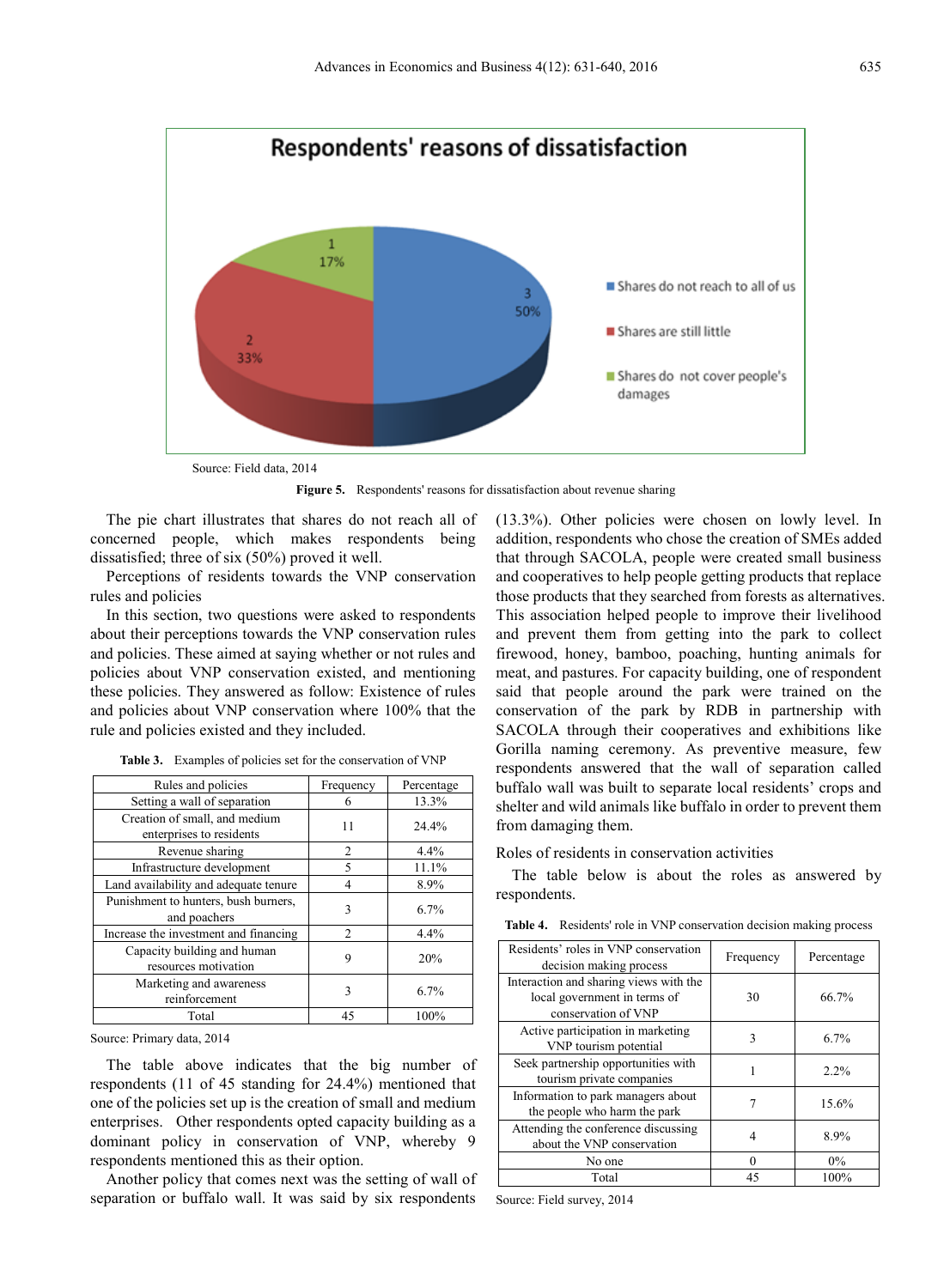Source: Field data, 2014

**Figure 5.** Respondents' reasons for dissatisfaction about revenue sharing

The pie chart illustrates that shares do not reach all of concerned people, which makes respondents being dissatisfied; three of six (50%) proved it well.

Perceptions of residents towards the VNP conservation rules and policies

In this section, two questions were asked to respondents about their perceptions towards the VNP conservation rules and policies. These aimed at saying whether or not rules and policies about VNP conservation existed, and mentioning these policies. They answered as follow: Existence of rules and policies about VNP conservation where 100% that the rule and policies existed and they included.

**Table 3.** Examples of policies set for the conservation of VNP

| Rules and policies | Frequency | Percentage |
|---|---|---|
| Setting a wall of separation | 6 | 13.3% |
| Creation of small, and medium enterprises to residents | 11 | 24.4% |
| Revenue sharing | 2 | 4.4% |
| Infrastructure development | 5 | 11.1% |
| Land availability and adequate tenure | 4 | 8.9% |
| Punishment to hunters, bush burners, and poachers | 3 | 6.7% |
| Increase the investment and financing | 2 | 4.4% |
| Capacity building and human resources motivation | 9 | 20% |
| Marketing and awareness reinforcement | 3 | 6.7% |
| Total | 45 | 100% |

Source: Primary data, 2014

The table above indicates that the big number of respondents (11 of 45 standing for 24.4%) mentioned that one of the policies set up is the creation of small and medium enterprises. Other respondents opted capacity building as a dominant policy in conservation of VNP, whereby 9 respondents mentioned this as their option.

Another policy that comes next was the setting of wall of separation or buffalo wall. It was said by six respondents (13.3%). Other policies were chosen on lowly level. In addition, respondents who chose the creation of SMEs added that through SACOLA, people were created small business and cooperatives to help people getting products that replace those products that they searched from forests as alternatives. This association helped people to improve their livelihood and prevent them from getting into the park to collect firewood, honey, bamboo, poaching, hunting animals for meat, and pastures. For capacity building, one of respondent said that people around the park were trained on the conservation of the park by RDB in partnership with SACOLA through their cooperatives and exhibitions like Gorilla naming ceremony. As preventive measure, few respondents answered that the wall of separation called buffalo wall was built to separate local residents' crops and shelter and wild animals like buffalo in order to prevent them from damaging them.

Roles of residents in conservation activities

The table below is about the roles as answered by respondents.

**Table 4.** Residents' role in VNP conservation decision making process

| Residents' roles in VNP conservation decision making process | Frequency | Percentage |
|---|---|---|
| Interaction and sharing views with the local government in terms of conservation of VNP | 30 | 66.7% |
| Active participation in marketing VNP tourism potential | 3 | 6.7% |
| Seek partnership opportunities with tourism private companies | 1 | 2.2% |
| Information to park managers about the people who harm the park | 7 | 15.6% |
| Attending the conference discussing about the VNP conservation | 4 | 8.9% |
| No one | 0 | 0% |
| Total | 45 | 100% |

Source: Field survey, 2014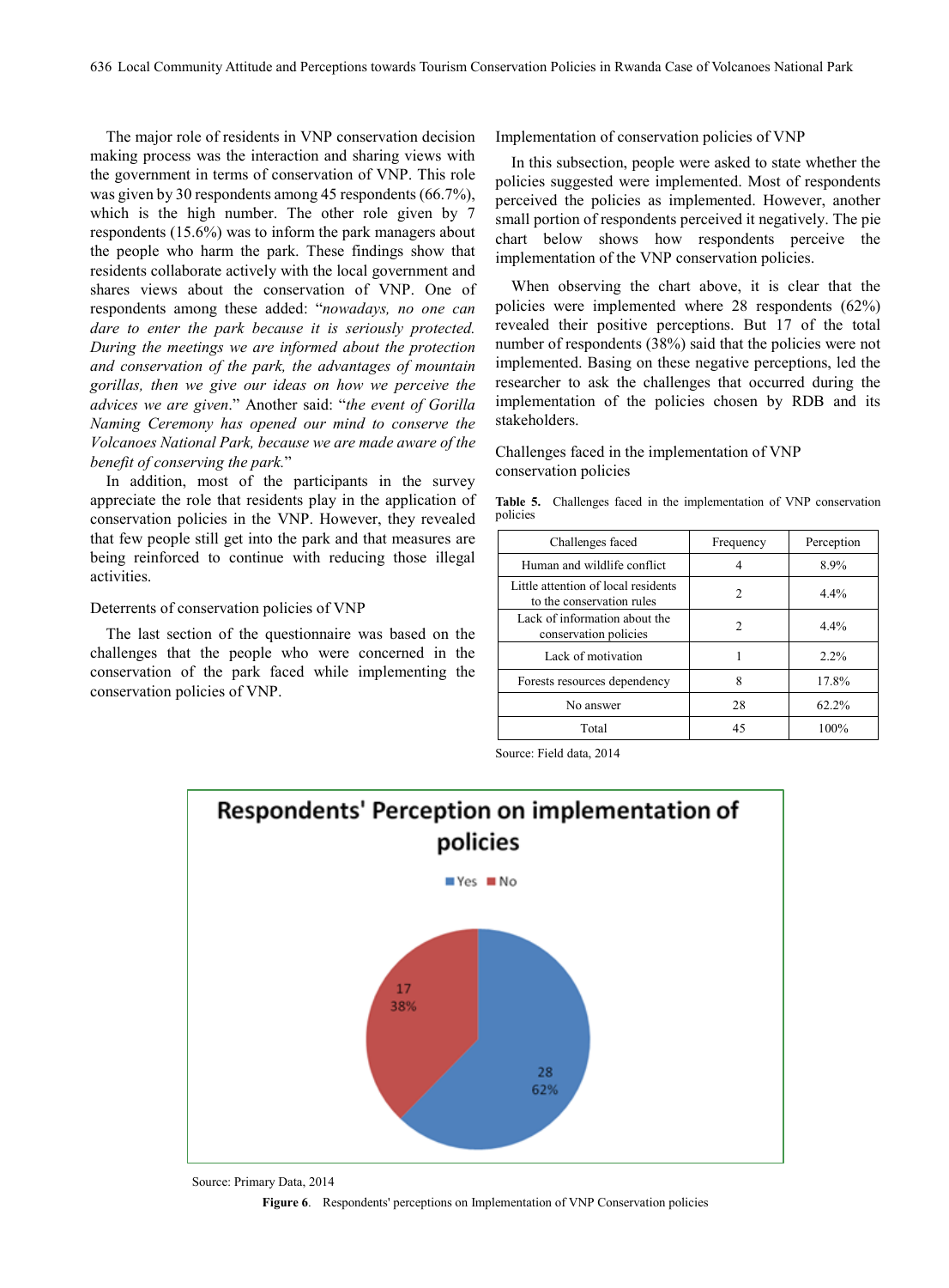The major role of residents in VNP conservation decision making process was the interaction and sharing views with the government in terms of conservation of VNP. This role was given by 30 respondents among 45 respondents (66.7%), which is the high number. The other role given by 7 respondents (15.6%) was to inform the park managers about the people who harm the park. These findings show that residents collaborate actively with the local government and shares views about the conservation of VNP. One of respondents among these added: "*nowadays, no one can dare to enter the park because it is seriously protected. During the meetings we are informed about the protection and conservation of the park, the advantages of mountain gorillas, then we give our ideas on how we perceive the advices we are given*." Another said: "*the event of Gorilla Naming Ceremony has opened our mind to conserve the Volcanoes National Park, because we are made aware of the benefit of conserving the park.*"

In addition, most of the participants in the survey appreciate the role that residents play in the application of conservation policies in the VNP. However, they revealed that few people still get into the park and that measures are being reinforced to continue with reducing those illegal activities.

Deterrents of conservation policies of VNP

The last section of the questionnaire was based on the challenges that the people who were concerned in the conservation of the park faced while implementing the conservation policies of VNP.

Implementation of conservation policies of VNP

In this subsection, people were asked to state whether the policies suggested were implemented. Most of respondents perceived the policies as implemented. However, another small portion of respondents perceived it negatively. The pie chart below shows how respondents perceive the implementation of the VNP conservation policies.

When observing the chart above, it is clear that the policies were implemented where 28 respondents (62%) revealed their positive perceptions. But 17 of the total number of respondents (38%) said that the policies were not implemented. Basing on these negative perceptions, led the researcher to ask the challenges that occurred during the implementation of the policies chosen by RDB and its stakeholders.

Challenges faced in the implementation of VNP conservation policies

**Table 5.** Challenges faced in the implementation of VNP conservation policies

| Challenges faced | Frequency | Perception |
|---|---|---|
| Human and wildlife conflict | 4 | 8.9% |
| Little attention of local residents to the conservation rules | 2 | 4.4% |
| Lack of information about the conservation policies | 2 | 4.4% |
| Lack of motivation | 1 | 2.2% |
| Forests resources dependency | 8 | 17.8% |
| No answer | 28 | 62.2% |
| Total | 45 | 100% |

Source: Field data, 2014

Source: Primary Data, 2014

**Figure 6.** Respondents' perceptions on Implementation of VNP Conservation policies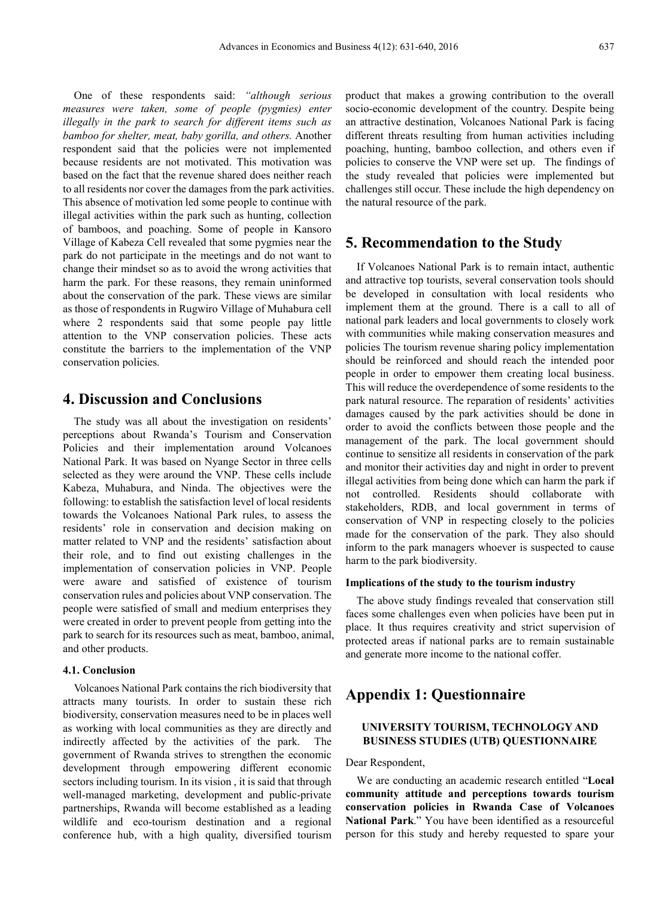One of these respondents said: *"although serious measures were taken, some of people (pygmies) enter illegally in the park to search for different items such as bamboo for shelter, meat, baby gorilla, and others.* Another respondent said that the policies were not implemented because residents are not motivated. This motivation was based on the fact that the revenue shared does neither reach to all residents nor cover the damages from the park activities. This absence of motivation led some people to continue with illegal activities within the park such as hunting, collection of bamboos, and poaching. Some of people in Kansoro Village of Kabeza Cell revealed that some pygmies near the park do not participate in the meetings and do not want to change their mindset so as to avoid the wrong activities that harm the park. For these reasons, they remain uninformed about the conservation of the park. These views are similar as those of respondents in Rugwiro Village of Muhabura cell where 2 respondents said that some people pay little attention to the VNP conservation policies. These acts constitute the barriers to the implementation of the VNP conservation policies.

## 4. Discussion and Conclusions

The study was all about the investigation on residents' perceptions about Rwanda's Tourism and Conservation Policies and their implementation around Volcanoes National Park. It was based on Nyange Sector in three cells selected as they were around the VNP. These cells include Kabeza, Muhabura, and Ninda. The objectives were the following: to establish the satisfaction level of local residents towards the Volcanoes National Park rules, to assess the residents' role in conservation and decision making on matter related to VNP and the residents' satisfaction about their role, and to find out existing challenges in the implementation of conservation policies in VNP. People were aware and satisfied of existence of tourism conservation rules and policies about VNP conservation. The people were satisfied of small and medium enterprises they were created in order to prevent people from getting into the park to search for its resources such as meat, bamboo, animal, and other products.

### 4.1. Conclusion

Volcanoes National Park contains the rich biodiversity that attracts many tourists. In order to sustain these rich biodiversity, conservation measures need to be in places well as working with local communities as they are directly and indirectly affected by the activities of the park. The government of Rwanda strives to strengthen the economic development through empowering different economic sectors including tourism. In its vision , it is said that through well-managed marketing, development and public-private partnerships, Rwanda will become established as a leading wildlife and eco-tourism destination and a regional conference hub, with a high quality, diversified tourism product that makes a growing contribution to the overall socio-economic development of the country. Despite being an attractive destination, Volcanoes National Park is facing different threats resulting from human activities including poaching, hunting, bamboo collection, and others even if policies to conserve the VNP were set up. The findings of the study revealed that policies were implemented but challenges still occur. These include the high dependency on the natural resource of the park.

## 5. Recommendation to the Study

If Volcanoes National Park is to remain intact, authentic and attractive top tourists, several conservation tools should be developed in consultation with local residents who implement them at the ground. There is a call to all of national park leaders and local governments to closely work with communities while making conservation measures and policies The tourism revenue sharing policy implementation should be reinforced and should reach the intended poor people in order to empower them creating local business. This will reduce the overdependence of some residents to the park natural resource. The reparation of residents' activities damages caused by the park activities should be done in order to avoid the conflicts between those people and the management of the park. The local government should continue to sensitize all residents in conservation of the park and monitor their activities day and night in order to prevent illegal activities from being done which can harm the park if not controlled. Residents should collaborate with stakeholders, RDB, and local government in terms of conservation of VNP in respecting closely to the policies made for the conservation of the park. They also should inform to the park managers whoever is suspected to cause harm to the park biodiversity.

**Implications of the study to the tourism industry**

The above study findings revealed that conservation still faces some challenges even when policies have been put in place. It thus requires creativity and strict supervision of protected areas if national parks are to remain sustainable and generate more income to the national coffer.

## Appendix 1: Questionnaire

**UNIVERSITY TOURISM, TECHNOLOGY AND BUSINESS STUDIES (UTB) QUESTIONNAIRE**

Dear Respondent,

We are conducting an academic research entitled "**Local community attitude and perceptions towards tourism conservation policies in Rwanda Case of Volcanoes National Park**." You have been identified as a resourceful person for this study and hereby requested to spare your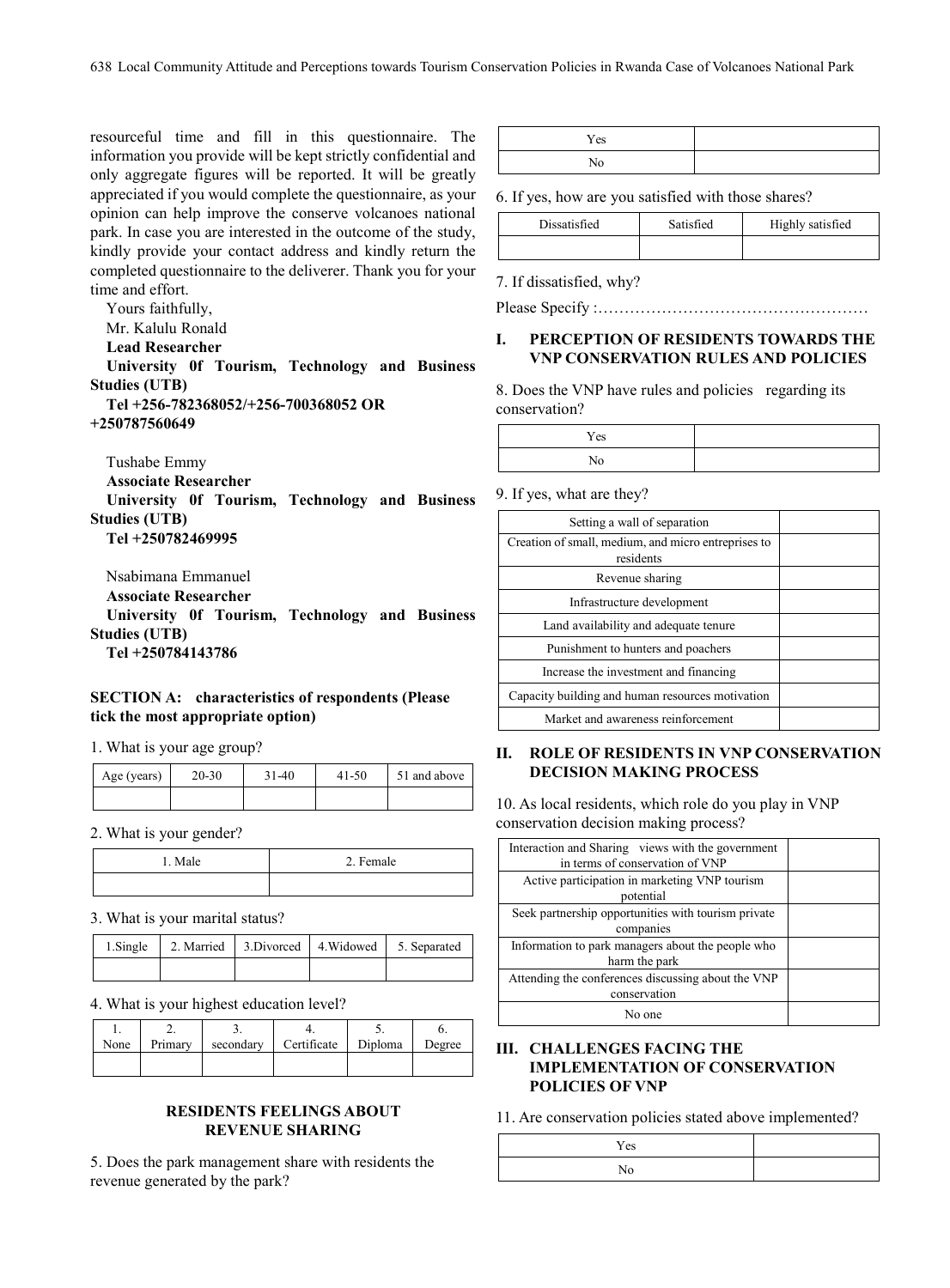resourceful time and fill in this questionnaire. The information you provide will be kept strictly confidential and only aggregate figures will be reported. It will be greatly appreciated if you would complete the questionnaire, as your opinion can help improve the conserve volcanoes national park. In case you are interested in the outcome of the study, kindly provide your contact address and kindly return the completed questionnaire to the deliverer. Thank you for your time and effort.

Yours faithfully,

Mr. Kalulu Ronald

**Lead Researcher**

**University 0f Tourism, Technology and Business Studies (UTB)**

**Tel +256-782368052/+256-700368052 OR +250787560649**

Tushabe Emmy

**Associate Researcher**

**University 0f Tourism, Technology and Business Studies (UTB)**

**Tel +250782469995**

Nsabimana Emmanuel

**Associate Researcher**

**University 0f Tourism, Technology and Business Studies (UTB)**

**Tel +250784143786**

**SECTION A: characteristics of respondents (Please tick the most appropriate option)**

1. What is your age group?

| Age (years) | 20-30 | 31-40 | 41-50 | 51 and above |
|---|---|---|---|---|
| | | | | |

2. What is your gender?

| 1. Male | 2. Female |
|---|---|
| | |

3. What is your marital status?

| 1.Single | 2. Married | 3.Divorced | 4.Widowed | 5. Separated |
|---|---|---|---|---|
| | | | | |

4. What is your highest education level?

| 1. None | 2. Primary | 3. secondary | 4. Certificate | 5. Diploma | 6. Degree |
|---|---|---|---|---|---|
| | | | | | |

**RESIDENTS FEELINGS ABOUT REVENUE SHARING**

5. Does the park management share with residents the revenue generated by the park?

| | |
|---|---|
| Yes | |
| No | |

6. If yes, how are you satisfied with those shares?

| Dissatisfied | Satisfied | Highly satisfied |
|---|---|---|
| | | |

7. If dissatisfied, why?

Please Specify :……………………………………………

## I. PERCEPTION OF RESIDENTS TOWARDS THE VNP CONSERVATION RULES AND POLICIES

8. Does the VNP have rules and policies regarding its conservation?

| | |
|---|---|
| Yes | |
| No | |

9. If yes, what are they?

| | |
|---|---|
| Setting a wall of separation | |
| Creation of small, medium, and micro entreprises to residents | |
| Revenue sharing | |
| Infrastructure development | |
| Land availability and adequate tenure | |
| Punishment to hunters and poachers | |
| Increase the investment and financing | |
| Capacity building and human resources motivation | |
| Market and awareness reinforcement | |

## II. ROLE OF RESIDENTS IN VNP CONSERVATION DECISION MAKING PROCESS

10. As local residents, which role do you play in VNP conservation decision making process?

| | |
|---|---|
| Interaction and Sharing views with the government in terms of conservation of VNP | |
| Active participation in marketing VNP tourism potential | |
| Seek partnership opportunities with tourism private companies | |
| Information to park managers about the people who harm the park | |
| Attending the conferences discussing about the VNP conservation | |
| No one | |

## III. CHALLENGES FACING THE IMPLEMENTATION OF CONSERVATION POLICIES OF VNP

11. Are conservation policies stated above implemented?

| | |
|---|---|
| Yes | |
| No | |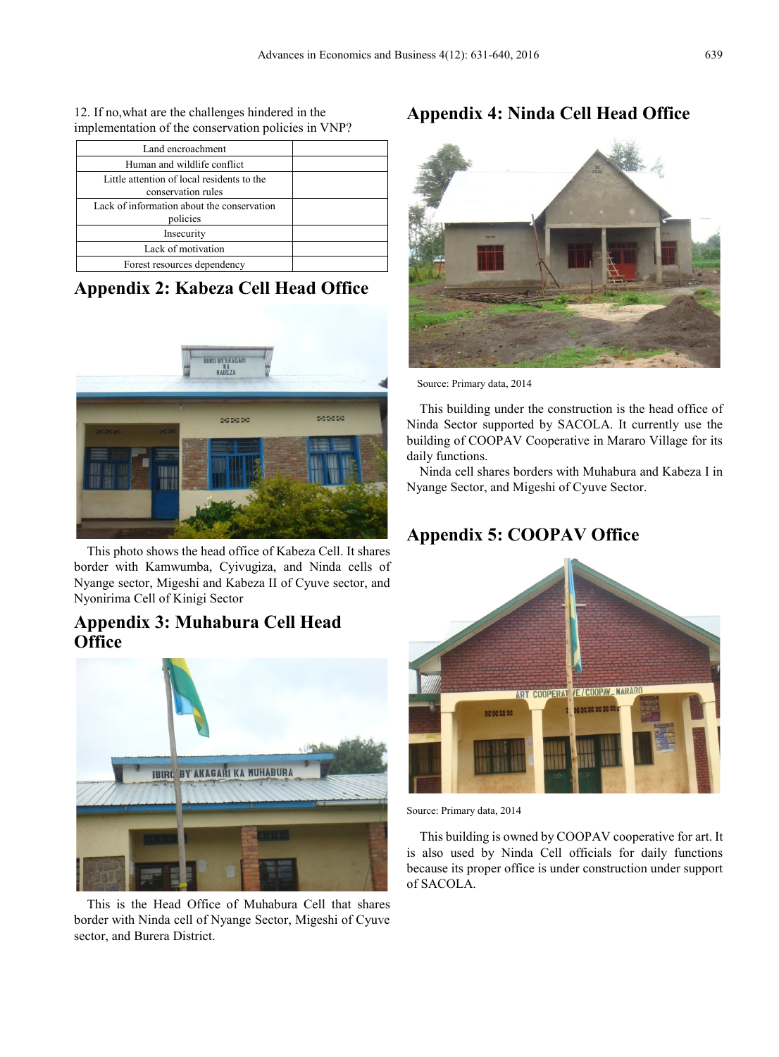12. If no,what are the challenges hindered in the implementation of the conservation policies in VNP?

| | |
|---|---|
| Land encroachment | |
| Human and wildlife conflict | |
| Little attention of local residents to the conservation rules | |
| Lack of information about the conservation policies | |
| Insecurity | |
| Lack of motivation | |
| Forest resources dependency | |

## Appendix 2: Kabeza Cell Head Office

This photo shows the head office of Kabeza Cell. It shares border with Kamwumba, Cyivugiza, and Ninda cells of Nyange sector, Migeshi and Kabeza II of Cyuve sector, and Nyonirima Cell of Kinigi Sector

## Appendix 3: Muhabura Cell Head Office

This is the Head Office of Muhabura Cell that shares border with Ninda cell of Nyange Sector, Migeshi of Cyuve sector, and Burera District.

## Appendix 4: Ninda Cell Head Office

Source: Primary data, 2014

This building under the construction is the head office of Ninda Sector supported by SACOLA. It currently use the building of COOPAV Cooperative in Mararo Village for its daily functions.

Ninda cell shares borders with Muhabura and Kabeza I in Nyange Sector, and Migeshi of Cyuve Sector.

## Appendix 5: COOPAV Office

Source: Primary data, 2014

This building is owned by COOPAV cooperative for art. It is also used by Ninda Cell officials for daily functions because its proper office is under construction under support of SACOLA.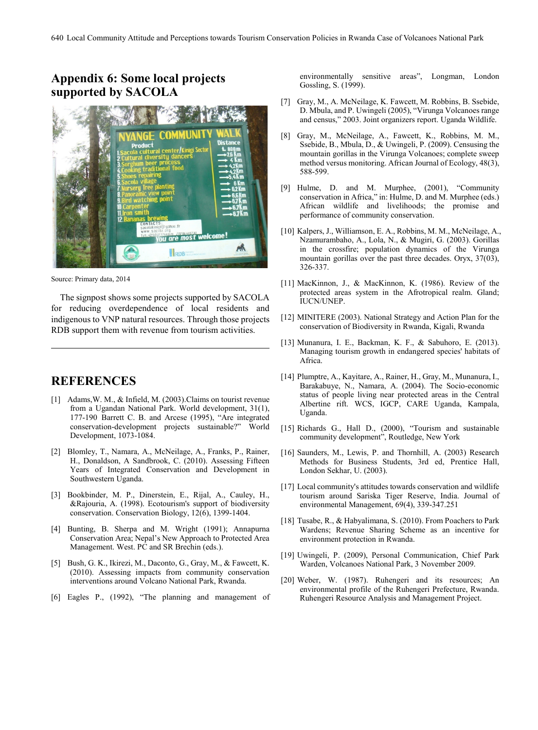## Appendix 6: Some local projects supported by SACOLA

NYANGE COMMUNITY WALK

Product

1.Sacola cultural center/Kinigi Sector
2.Cultural diversity dancers
3.Sorghum beer process
4.Cooking traditional food
5.Shoes repairing
6.Sacola village
7.Nursery Tree planting
8.Panoramic view point
9.Bird watching point
10.Carpenter
11.Iron smith
12.Bananas brewing

Distance

800m
2.5 Km
4 Km
4.2Km
4.2Km
5.4Km
6 Km
6.2Km
6.6Km
6.7Km
6.7Km
6.7Km

CONTACTS:
sacolakinigi@yahoo.fr
www.sacola.org

You are most welcome!

RDB

Source: Primary data, 2014

The signpost shows some projects supported by SACOLA for reducing overdependence of local residents and indigenous to VNP natural resources. Through those projects RDB support them with revenue from tourism activities.

## REFERENCES

[1] Adams,W. M., & Infield, M. (2003).Claims on tourist revenue from a Ugandan National Park. World development, 31(1), 177-190 Barrett C. B. and Arcese (1995), "Are integrated conservation-development projects sustainable?" World Development, 1073-1084.

[2] Blomley, T., Namara, A., McNeilage, A., Franks, P., Rainer, H., Donaldson, A Sandbrook, C. (2010). Assessing Fifteen Years of Integrated Conservation and Development in Southwestern Uganda.

[3] Bookbinder, M. P., Dinerstein, E., Rijal, A., Cauley, H., &Rajouria, A. (1998). Ecotourism's support of biodiversity conservation. Conservation Biology, 12(6), 1399-1404.

[4] Bunting, B. Sherpa and M. Wright (1991); Annapurna Conservation Area; Nepal's New Approach to Protected Area Management. West. PC and SR Brechin (eds.).

[5] Bush, G. K., Ikirezi, M., Daconto, G., Gray, M., & Fawcett, K. (2010). Assessing impacts from community conservation interventions around Volcano National Park, Rwanda.

[6] Eagles P., (1992), "The planning and management of environmentally sensitive areas", Longman, London Gossling, S. (1999).

[7] Gray, M., A. McNeilage, K. Fawcett, M. Robbins, B. Ssebide, D. Mbula, and P. Uwingeli (2005), "Virunga Volcanoes range and census," 2003. Joint organizers report. Uganda Wildlife.

[8] Gray, M., McNeilage, A., Fawcett, K., Robbins, M. M., Ssebide, B., Mbula, D., & Uwingeli, P. (2009). Censusing the mountain gorillas in the Virunga Volcanoes; complete sweep method versus monitoring. African Journal of Ecology, 48(3), 588-599.

[9] Hulme, D. and M. Murphee, (2001), "Community conservation in Africa," in: Hulme, D. and M. Murphee (eds.) African wildlife and livelihoods; the promise and performance of community conservation.

[10] Kalpers, J., Williamson, E. A., Robbins, M. M., McNeilage, A., Nzamurambaho, A., Lola, N., & Mugiri, G. (2003). Gorillas in the crossfire; population dynamics of the Virunga mountain gorillas over the past three decades. Oryx, 37(03), 326-337.

[11] MacKinnon, J., & MacKinnon, K. (1986). Review of the protected areas system in the Afrotropical realm. Gland; IUCN/UNEP.

[12] MINITERE (2003). National Strategy and Action Plan for the conservation of Biodiversity in Rwanda, Kigali, Rwanda

[13] Munanura, I. E., Backman, K. F., & Sabuhoro, E. (2013). Managing tourism growth in endangered species' habitats of Africa.

[14] Plumptre, A., Kayitare, A., Rainer, H., Gray, M., Munanura, I., Barakabuye, N., Namara, A. (2004). The Socio-economic status of people living near protected areas in the Central Albertine rift. WCS, IGCP, CARE Uganda, Kampala, Uganda.

[15] Richards G., Hall D., (2000), "Tourism and sustainable community development", Routledge, New York

[16] Saunders, M., Lewis, P. and Thornhill, A. (2003) Research Methods for Business Students, 3rd ed, Prentice Hall, London Sekhar, U. (2003).

[17] Local community's attitudes towards conservation and wildlife tourism around Sariska Tiger Reserve, India. Journal of environmental Management, 69(4), 339-347.251

[18] Tusabe, R., & Habyalimana, S. (2010). From Poachers to Park Wardens; Revenue Sharing Scheme as an incentive for environment protection in Rwanda.

[19] Uwingeli, P. (2009), Personal Communication, Chief Park Warden, Volcanoes National Park, 3 November 2009.

[20] Weber, W. (1987). Ruhengeri and its resources; An environmental profile of the Ruhengeri Prefecture, Rwanda. Ruhengeri Resource Analysis and Management Project.